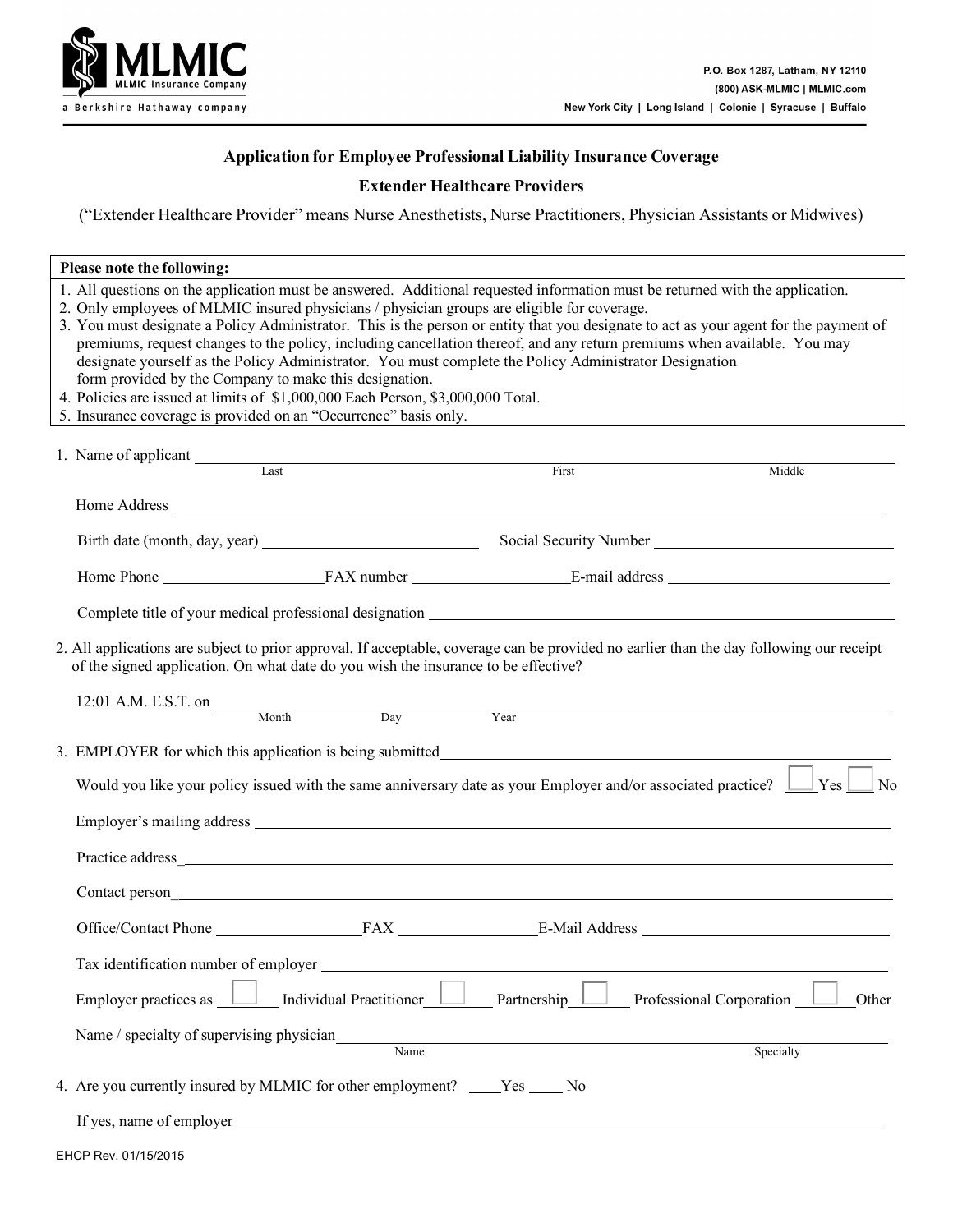**MLMIC**
MLMIC Insurance Company
a Berkshire Hathaway company

P.O. Box 1287, Latham, NY 12110
(800) ASK-MLMIC | MLMIC.com
New York City | Long Island | Colonie | Syracuse | Buffalo

# Application for Employee Professional Liability Insurance Coverage

## Extender Healthcare Providers

("Extender Healthcare Provider" means Nurse Anesthetists, Nurse Practitioners, Physician Assistants or Midwives)

**Please note the following:**

1. All questions on the application must be answered. Additional requested information must be returned with the application.
2. Only employees of MLMIC insured physicians / physician groups are eligible for coverage.
3. You must designate a Policy Administrator. This is the person or entity that you designate to act as your agent for the payment of premiums, request changes to the policy, including cancellation thereof, and any return premiums when available. You may designate yourself as the Policy Administrator. You must complete the Policy Administrator Designation form provided by the Company to make this designation.
4. Policies are issued at limits of $1,000,000 Each Person, $3,000,000 Total.
5. Insurance coverage is provided on an "Occurrence" basis only.

1. Name of applicant ______________________________ (Last) ______________________________ (First) ______________________________ (Middle)

   Home Address ____________________________________________

   Birth date (month, day, year) ____________________ Social Security Number ____________________

   Home Phone ____________________ FAX number ____________________ E-mail address ____________________

   Complete title of your medical professional designation ____________________________________________

2. All applications are subject to prior approval. If acceptable, coverage can be provided no earlier than the day following our receipt of the signed application. On what date do you wish the insurance to be effective?

   12:01 A.M. E.S.T. on __________ (Month) __________ (Day) __________ (Year)

3. EMPLOYER for which this application is being submitted ____________________________________________

   Would you like your policy issued with the same anniversary date as your Employer and/or associated practice? ☐ Yes ☐ No

   Employer's mailing address ____________________________________________

   Practice address ____________________________________________

   Contact person ____________________________________________

   Office/Contact Phone ____________________ FAX ____________________ E-Mail Address ____________________

   Tax identification number of employer ____________________________________________

   Employer practices as ☐ Individual Practitioner ☐ Partnership ☐ Professional Corporation ☐ Other

   Name / specialty of supervising physician ______________________________ (Name) ______________________________ (Specialty)

4. Are you currently insured by MLMIC for other employment? ____ Yes ____ No

   If yes, name of employer ____________________________________________

EHCP Rev. 01/15/2015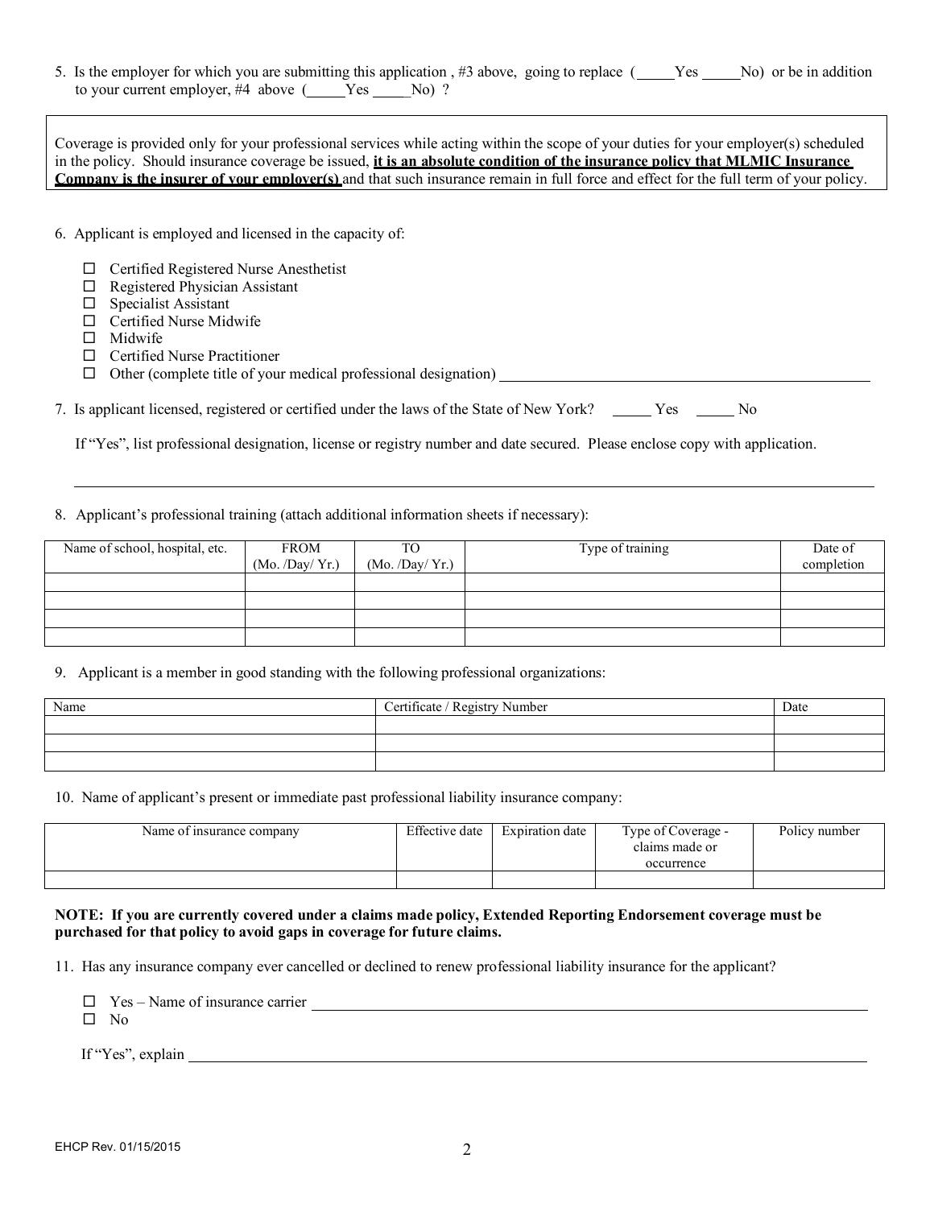5. Is the employer for which you are submitting this application , #3 above, going to replace (_____Yes _____No) or be in addition to your current employer, #4 above (_____Yes _____No) ?

> Coverage is provided only for your professional services while acting within the scope of your duties for your employer(s) scheduled in the policy. Should insurance coverage be issued, **it is an absolute condition of the insurance policy that MLMIC Insurance Company is the insurer of your employer(s)** and that such insurance remain in full force and effect for the full term of your policy.

6. Applicant is employed and licensed in the capacity of:

- ☐ Certified Registered Nurse Anesthetist
- ☐ Registered Physician Assistant
- ☐ Specialist Assistant
- ☐ Certified Nurse Midwife
- ☐ Midwife
- ☐ Certified Nurse Practitioner
- ☐ Other (complete title of your medical professional designation) ______________________________

7. Is applicant licensed, registered or certified under the laws of the State of New York? _____ Yes _____ No

If "Yes", list professional designation, license or registry number and date secured. Please enclose copy with application.

______________________________________________________________________________

8. Applicant's professional training (attach additional information sheets if necessary):

| Name of school, hospital, etc. | FROM (Mo. /Day/ Yr.) | TO (Mo. /Day/ Yr.) | Type of training | Date of completion |
|---|---|---|---|---|
| | | | | |
| | | | | |
| | | | | |
| | | | | |

9. Applicant is a member in good standing with the following professional organizations:

| Name | Certificate / Registry Number | Date |
|---|---|---|
| | | |
| | | |
| | | |

10. Name of applicant's present or immediate past professional liability insurance company:

| Name of insurance company | Effective date | Expiration date | Type of Coverage - claims made or occurrence | Policy number |
|---|---|---|---|---|
| | | | | |

**NOTE: If you are currently covered under a claims made policy, Extended Reporting Endorsement coverage must be purchased for that policy to avoid gaps in coverage for future claims.**

11. Has any insurance company ever cancelled or declined to renew professional liability insurance for the applicant?

- ☐ Yes – Name of insurance carrier ______________________________
- ☐ No

If "Yes", explain ______________________________

EHCP Rev. 01/15/2015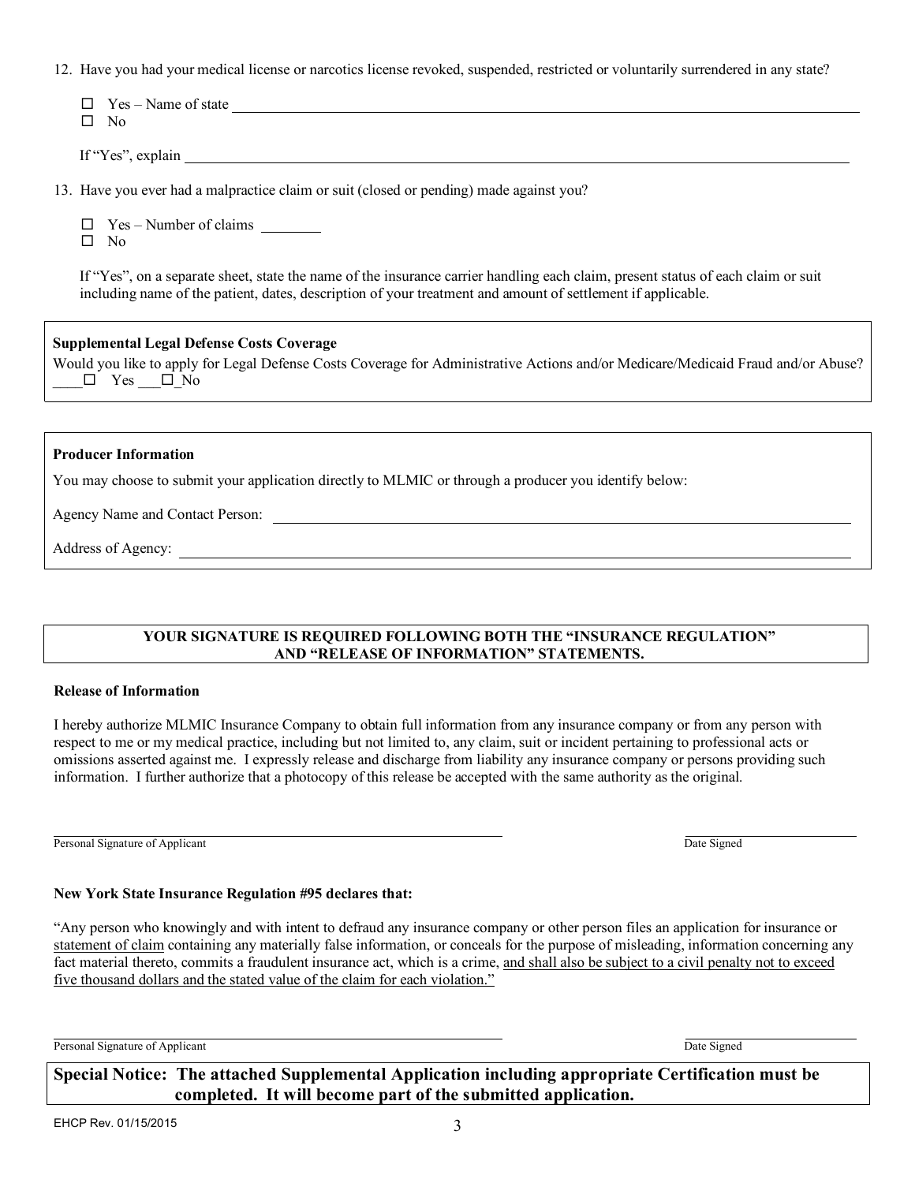12. Have you had your medical license or narcotics license revoked, suspended, restricted or voluntarily surrendered in any state?

    ☐ Yes – Name of state ______________________________
    ☐ No

    If "Yes", explain ______________________________

13. Have you ever had a malpractice claim or suit (closed or pending) made against you?

    ☐ Yes – Number of claims ________
    ☐ No

    If "Yes", on a separate sheet, state the name of the insurance carrier handling each claim, present status of each claim or suit including name of the patient, dates, description of your treatment and amount of settlement if applicable.

**Supplemental Legal Defense Costs Coverage**

Would you like to apply for Legal Defense Costs Coverage for Administrative Actions and/or Medicare/Medicaid Fraud and/or Abuse?
____☐ Yes ___☐ No

**Producer Information**

You may choose to submit your application directly to MLMIC or through a producer you identify below:

Agency Name and Contact Person: ______________________________

Address of Agency: ______________________________

**YOUR SIGNATURE IS REQUIRED FOLLOWING BOTH THE "INSURANCE REGULATION" AND "RELEASE OF INFORMATION" STATEMENTS.**

**Release of Information**

I hereby authorize MLMIC Insurance Company to obtain full information from any insurance company or from any person with respect to me or my medical practice, including but not limited to, any claim, suit or incident pertaining to professional acts or omissions asserted against me. I expressly release and discharge from liability any insurance company or persons providing such information. I further authorize that a photocopy of this release be accepted with the same authority as the original.

______________________________ Personal Signature of Applicant

______________________________ Date Signed

**New York State Insurance Regulation #95 declares that:**

"Any person who knowingly and with intent to defraud any insurance company or other person files an application for insurance or statement of claim containing any materially false information, or conceals for the purpose of misleading, information concerning any fact material thereto, commits a fraudulent insurance act, which is a crime, and shall also be subject to a civil penalty not to exceed five thousand dollars and the stated value of the claim for each violation."

______________________________ Personal Signature of Applicant

______________________________ Date Signed

**Special Notice: The attached Supplemental Application including appropriate Certification must be completed. It will become part of the submitted application.**

EHCP Rev. 01/15/2015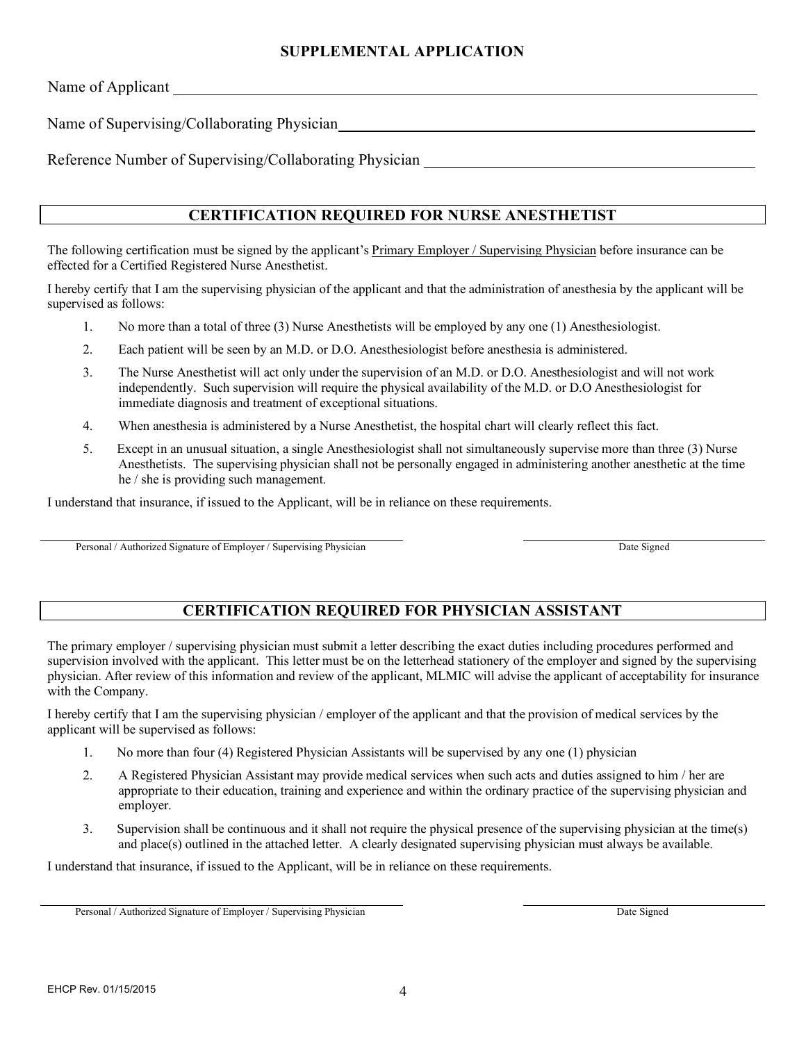## SUPPLEMENTAL APPLICATION

Name of Applicant ______________________________________________

Name of Supervising/Collaborating Physician ______________________________________________

Reference Number of Supervising/Collaborating Physician ______________________________________________

## CERTIFICATION REQUIRED FOR NURSE ANESTHETIST

The following certification must be signed by the applicant's Primary Employer / Supervising Physician before insurance can be effected for a Certified Registered Nurse Anesthetist.

I hereby certify that I am the supervising physician of the applicant and that the administration of anesthesia by the applicant will be supervised as follows:

1. No more than a total of three (3) Nurse Anesthetists will be employed by any one (1) Anesthesiologist.
2. Each patient will be seen by an M.D. or D.O. Anesthesiologist before anesthesia is administered.
3. The Nurse Anesthetist will act only under the supervision of an M.D. or D.O. Anesthesiologist and will not work independently. Such supervision will require the physical availability of the M.D. or D.O Anesthesiologist for immediate diagnosis and treatment of exceptional situations.
4. When anesthesia is administered by a Nurse Anesthetist, the hospital chart will clearly reflect this fact.
5. Except in an unusual situation, a single Anesthesiologist shall not simultaneously supervise more than three (3) Nurse Anesthetists. The supervising physician shall not be personally engaged in administering another anesthetic at the time he / she is providing such management.

I understand that insurance, if issued to the Applicant, will be in reliance on these requirements.

______________________________________________ ______________________________
Personal / Authorized Signature of Employer / Supervising Physician Date Signed

## CERTIFICATION REQUIRED FOR PHYSICIAN ASSISTANT

The primary employer / supervising physician must submit a letter describing the exact duties including procedures performed and supervision involved with the applicant. This letter must be on the letterhead stationery of the employer and signed by the supervising physician. After review of this information and review of the applicant, MLMIC will advise the applicant of acceptability for insurance with the Company.

I hereby certify that I am the supervising physician / employer of the applicant and that the provision of medical services by the applicant will be supervised as follows:

1. No more than four (4) Registered Physician Assistants will be supervised by any one (1) physician
2. A Registered Physician Assistant may provide medical services when such acts and duties assigned to him / her are appropriate to their education, training and experience and within the ordinary practice of the supervising physician and employer.
3. Supervision shall be continuous and it shall not require the physical presence of the supervising physician at the time(s) and place(s) outlined in the attached letter. A clearly designated supervising physician must always be available.

I understand that insurance, if issued to the Applicant, will be in reliance on these requirements.

______________________________________________ ______________________________
Personal / Authorized Signature of Employer / Supervising Physician Date Signed

EHCP Rev. 01/15/2015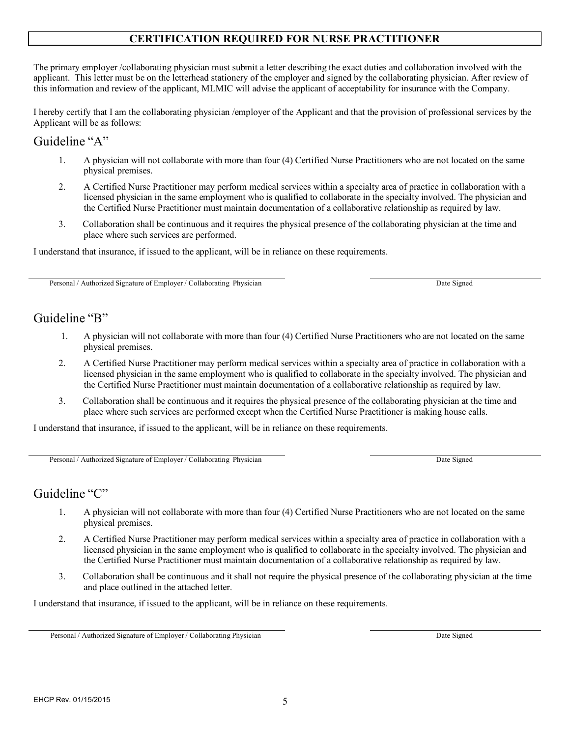## CERTIFICATION REQUIRED FOR NURSE PRACTITIONER

The primary employer /collaborating physician must submit a letter describing the exact duties and collaboration involved with the applicant. This letter must be on the letterhead stationery of the employer and signed by the collaborating physician. After review of this information and review of the applicant, MLMIC will advise the applicant of acceptability for insurance with the Company.

I hereby certify that I am the collaborating physician /employer of the Applicant and that the provision of professional services by the Applicant will be as follows:

## Guideline "A"

1. A physician will not collaborate with more than four (4) Certified Nurse Practitioners who are not located on the same physical premises.
2. A Certified Nurse Practitioner may perform medical services within a specialty area of practice in collaboration with a licensed physician in the same employment who is qualified to collaborate in the specialty involved. The physician and the Certified Nurse Practitioner must maintain documentation of a collaborative relationship as required by law.
3. Collaboration shall be continuous and it requires the physical presence of the collaborating physician at the time and place where such services are performed.

I understand that insurance, if issued to the applicant, will be in reliance on these requirements.

______________________________ Personal / Authorized Signature of Employer / Collaborating Physician

______________________________ Date Signed

## Guideline "B"

1. A physician will not collaborate with more than four (4) Certified Nurse Practitioners who are not located on the same physical premises.
2. A Certified Nurse Practitioner may perform medical services within a specialty area of practice in collaboration with a licensed physician in the same employment who is qualified to collaborate in the specialty involved. The physician and the Certified Nurse Practitioner must maintain documentation of a collaborative relationship as required by law.
3. Collaboration shall be continuous and it requires the physical presence of the collaborating physician at the time and place where such services are performed except when the Certified Nurse Practitioner is making house calls.

I understand that insurance, if issued to the applicant, will be in reliance on these requirements.

______________________________ Personal / Authorized Signature of Employer / Collaborating Physician

______________________________ Date Signed

## Guideline "C"

1. A physician will not collaborate with more than four (4) Certified Nurse Practitioners who are not located on the same physical premises.
2. A Certified Nurse Practitioner may perform medical services within a specialty area of practice in collaboration with a licensed physician in the same employment who is qualified to collaborate in the specialty involved. The physician and the Certified Nurse Practitioner must maintain documentation of a collaborative relationship as required by law.
3. Collaboration shall be continuous and it shall not require the physical presence of the collaborating physician at the time and place outlined in the attached letter.

I understand that insurance, if issued to the applicant, will be in reliance on these requirements.

______________________________ Personal / Authorized Signature of Employer / Collaborating Physician

______________________________ Date Signed

EHCP Rev. 01/15/2015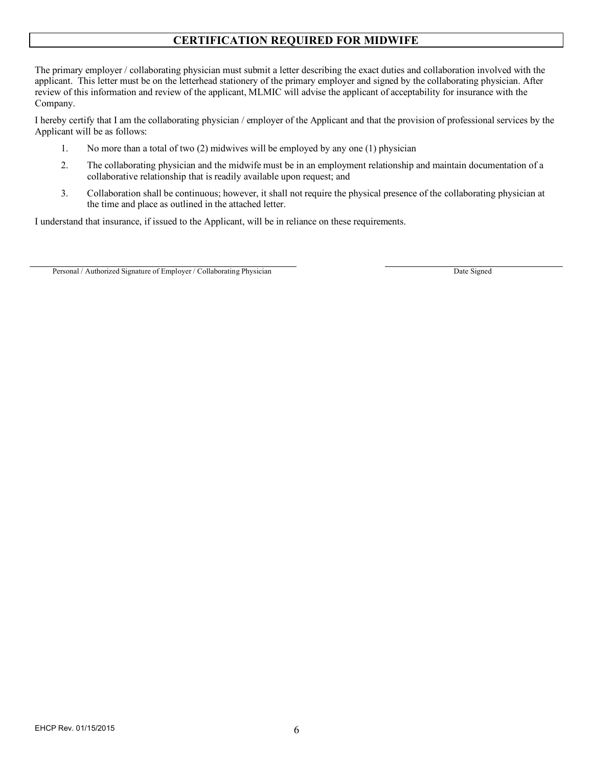## CERTIFICATION REQUIRED FOR MIDWIFE

The primary employer / collaborating physician must submit a letter describing the exact duties and collaboration involved with the applicant. This letter must be on the letterhead stationery of the primary employer and signed by the collaborating physician. After review of this information and review of the applicant, MLMIC will advise the applicant of acceptability for insurance with the Company.

I hereby certify that I am the collaborating physician / employer of the Applicant and that the provision of professional services by the Applicant will be as follows:

1. No more than a total of two (2) midwives will be employed by any one (1) physician
2. The collaborating physician and the midwife must be in an employment relationship and maintain documentation of a collaborative relationship that is readily available upon request; and
3. Collaboration shall be continuous; however, it shall not require the physical presence of the collaborating physician at the time and place as outlined in the attached letter.

I understand that insurance, if issued to the Applicant, will be in reliance on these requirements.

\_\_\_\_\_\_\_\_\_\_\_\_\_\_\_\_\_\_\_\_\_\_\_\_\_\_\_\_\_\_\_\_\_\_\_\_\_\_\_\_\_\_ \_\_\_\_\_\_\_\_\_\_\_\_\_\_\_\_\_\_\_\_\_\_\_\_\_\_\_\_

Personal / Authorized Signature of Employer / Collaborating Physician Date Signed

EHCP Rev. 01/15/2015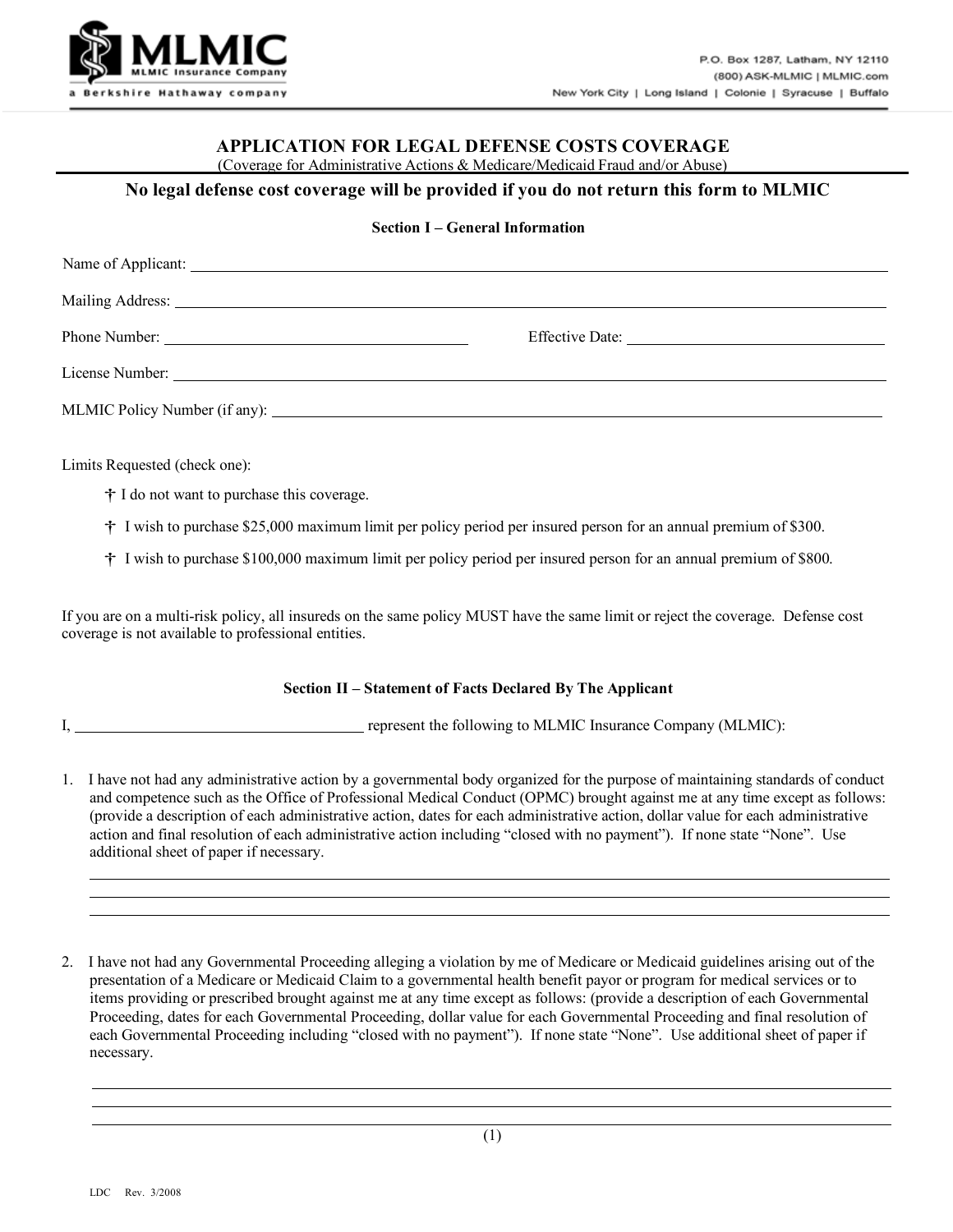MLMIC
MLMIC Insurance Company
a Berkshire Hathaway company

P.O. Box 1287, Latham, NY 12110
(800) ASK-MLMIC | MLMIC.com
New York City | Long Island | Colonie | Syracuse | Buffalo

# APPLICATION FOR LEGAL DEFENSE COSTS COVERAGE

(Coverage for Administrative Actions & Medicare/Medicaid Fraud and/or Abuse)

## No legal defense cost coverage will be provided if you do not return this form to MLMIC

### Section I – General Information

Name of Applicant: ______________________________

Mailing Address: ______________________________

Phone Number: ______________________ Effective Date: ______________________

License Number: ______________________________

MLMIC Policy Number (if any): ______________________________

Limits Requested (check one):

- † I do not want to purchase this coverage.
- † I wish to purchase $25,000 maximum limit per policy period per insured person for an annual premium of $300.
- † I wish to purchase $100,000 maximum limit per policy period per insured person for an annual premium of $800.

If you are on a multi-risk policy, all insureds on the same policy MUST have the same limit or reject the coverage. Defense cost coverage is not available to professional entities.

### Section II – Statement of Facts Declared By The Applicant

I, ______________________ represent the following to MLMIC Insurance Company (MLMIC):

1. I have not had any administrative action by a governmental body organized for the purpose of maintaining standards of conduct and competence such as the Office of Professional Medical Conduct (OPMC) brought against me at any time except as follows: (provide a description of each administrative action, dates for each administrative action, dollar value for each administrative action and final resolution of each administrative action including "closed with no payment"). If none state "None". Use additional sheet of paper if necessary.

   ______________________________
   ______________________________
   ______________________________

2. I have not had any Governmental Proceeding alleging a violation by me of Medicare or Medicaid guidelines arising out of the presentation of a Medicare or Medicaid Claim to a governmental health benefit payor or program for medical services or to items providing or prescribed brought against me at any time except as follows: (provide a description of each Governmental Proceeding, dates for each Governmental Proceeding, dollar value for each Governmental Proceeding and final resolution of each Governmental Proceeding including "closed with no payment"). If none state "None". Use additional sheet of paper if necessary.

   ______________________________
   ______________________________
   ______________________________

LDC Rev. 3/2008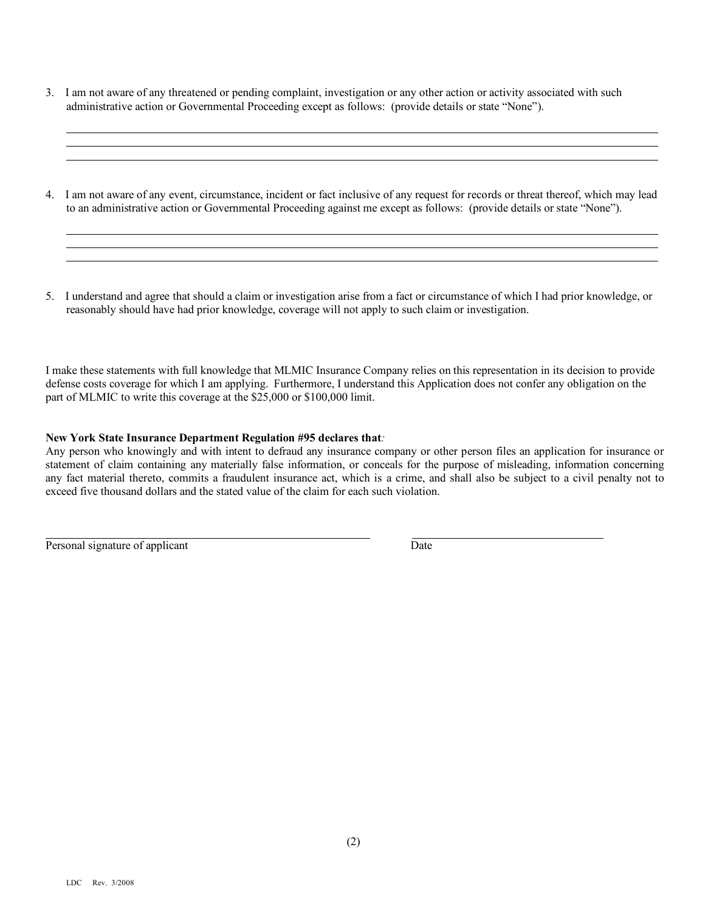3. I am not aware of any threatened or pending complaint, investigation or any other action or activity associated with such administrative action or Governmental Proceeding except as follows: (provide details or state "None").

_______________________________________________________________________________
_______________________________________________________________________________
_______________________________________________________________________________

4. I am not aware of any event, circumstance, incident or fact inclusive of any request for records or threat thereof, which may lead to an administrative action or Governmental Proceeding against me except as follows: (provide details or state "None").

_______________________________________________________________________________
_______________________________________________________________________________
_______________________________________________________________________________

5. I understand and agree that should a claim or investigation arise from a fact or circumstance of which I had prior knowledge, or reasonably should have had prior knowledge, coverage will not apply to such claim or investigation.

I make these statements with full knowledge that MLMIC Insurance Company relies on this representation in its decision to provide defense costs coverage for which I am applying. Furthermore, I understand this Application does not confer any obligation on the part of MLMIC to write this coverage at the $25,000 or $100,000 limit.

**New York State Insurance Department Regulation #95 declares that***:*

Any person who knowingly and with intent to defraud any insurance company or other person files an application for insurance or statement of claim containing any materially false information, or conceals for the purpose of misleading, information concerning any fact material thereto, commits a fraudulent insurance act, which is a crime, and shall also be subject to a civil penalty not to exceed five thousand dollars and the stated value of the claim for each such violation.

_______________________________________ _______________________________

Personal signature of applicant Date

LDC Rev. 3/2008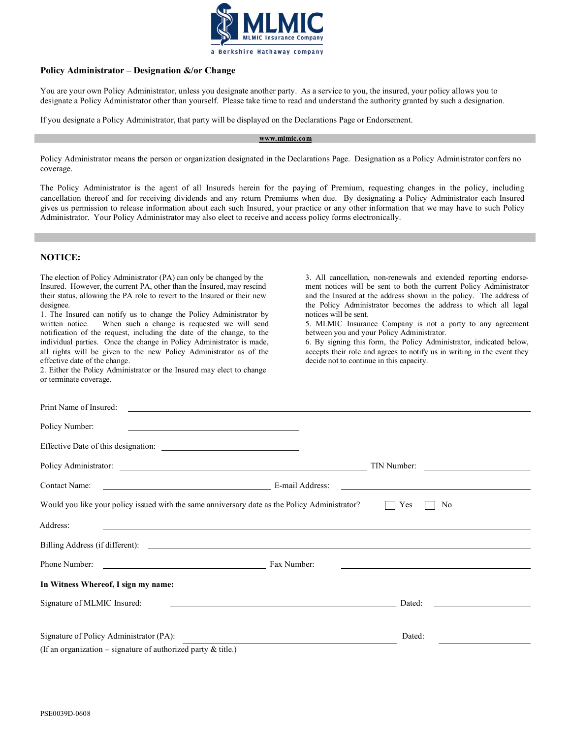MLMIC
MLMIC Insurance Company
a Berkshire Hathaway company

## Policy Administrator – Designation &/or Change

You are your own Policy Administrator, unless you designate another party. As a service to you, the insured, your policy allows you to designate a Policy Administrator other than yourself. Please take time to read and understand the authority granted by such a designation.

If you designate a Policy Administrator, that party will be displayed on the Declarations Page or Endorsement.

www.mlmic.com

Policy Administrator means the person or organization designated in the Declarations Page. Designation as a Policy Administrator confers no coverage.

The Policy Administrator is the agent of all Insureds herein for the paying of Premium, requesting changes in the policy, including cancellation thereof and for receiving dividends and any return Premiums when due. By designating a Policy Administrator each Insured gives us permission to release information about each such Insured, your practice or any other information that we may have to such Policy Administrator. Your Policy Administrator may also elect to receive and access policy forms electronically.

## NOTICE:

The election of Policy Administrator (PA) can only be changed by the Insured. However, the current PA, other than the Insured, may rescind their status, allowing the PA role to revert to the Insured or their new designee.

1. The Insured can notify us to change the Policy Administrator by written notice. When such a change is requested we will send notification of the request, including the date of the change, to the individual parties. Once the change in Policy Administrator is made, all rights will be given to the new Policy Administrator as of the effective date of the change.
2. Either the Policy Administrator or the Insured may elect to change or terminate coverage.
3. All cancellation, non-renewals and extended reporting endorsement notices will be sent to both the current Policy Administrator and the Insured at the address shown in the policy. The address of the Policy Administrator becomes the address to which all legal notices will be sent.
5. MLMIC Insurance Company is not a party to any agreement between you and your Policy Administrator.
6. By signing this form, the Policy Administrator, indicated below, accepts their role and agrees to notify us in writing in the event they decide not to continue in this capacity.

Print Name of Insured: ______________________________

Policy Number: ______________________________

Effective Date of this designation: ______________________________

Policy Administrator: ______________________________ TIN Number: ______________________________

Contact Name: ______________________________ E-mail Address: ______________________________

Would you like your policy issued with the same anniversary date as the Policy Administrator? ☐ Yes ☐ No

Address: ______________________________

Billing Address (if different): ______________________________

Phone Number: ______________________________ Fax Number: ______________________________

**In Witness Whereof, I sign my name:**

Signature of MLMIC Insured: ______________________________ Dated: ______________________________

Signature of Policy Administrator (PA): ______________________________ Dated: ______________________________
(If an organization – signature of authorized party & title.)

PSE0039D-0608